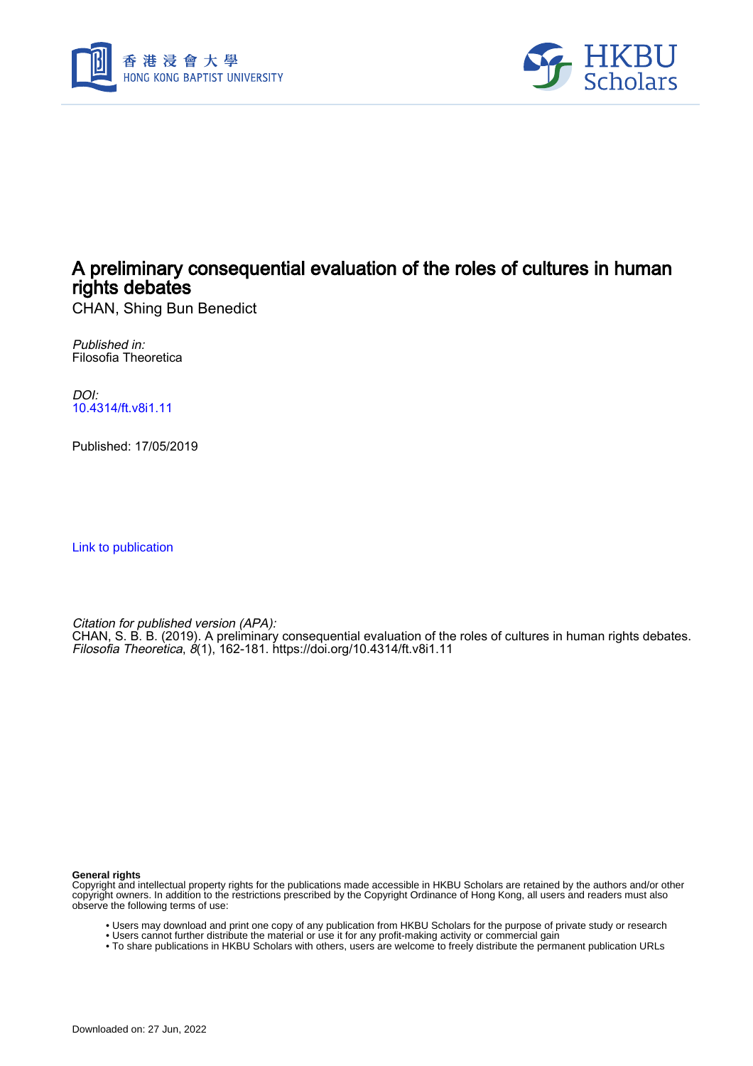# A preliminary consequential evaluation of the roles of cultures in human rights debates

CHAN, Shing Bun Benedict

*Published in:*
Filosofia Theoretica

*DOI:*
10.4314/ft.v8i1.11

Published: 17/05/2019

Link to publication

*Citation for published version (APA):*
CHAN, S. B. B. (2019). A preliminary consequential evaluation of the roles of cultures in human rights debates. *Filosofia Theoretica*, *8*(1), 162-181. https://doi.org/10.4314/ft.v8i1.11

**General rights**
Copyright and intellectual property rights for the publications made accessible in HKBU Scholars are retained by the authors and/or other copyright owners. In addition to the restrictions prescribed by the Copyright Ordinance of Hong Kong, all users and readers must also observe the following terms of use:

- Users may download and print one copy of any publication from HKBU Scholars for the purpose of private study or research
- Users cannot further distribute the material or use it for any profit-making activity or commercial gain
- To share publications in HKBU Scholars with others, users are welcome to freely distribute the permanent publication URLs

Downloaded on: 27 Jun, 2022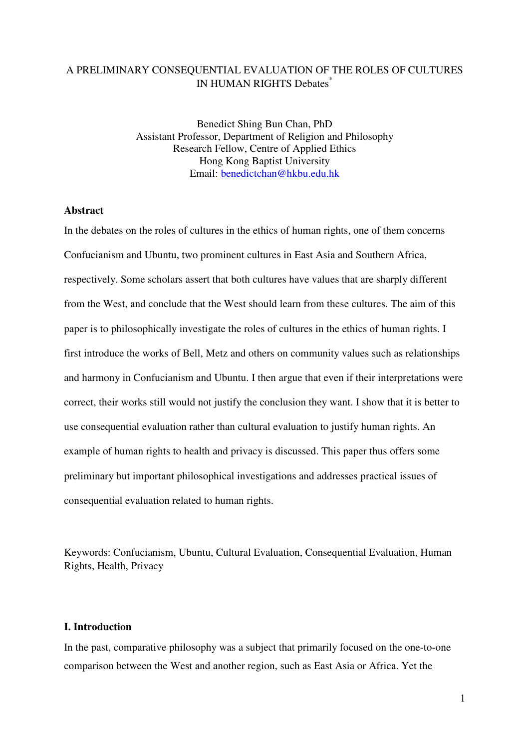A PRELIMINARY CONSEQUENTIAL EVALUATION OF THE ROLES OF CULTURES IN HUMAN RIGHTS Debates[*]

Benedict Shing Bun Chan, PhD
Assistant Professor, Department of Religion and Philosophy
Research Fellow, Centre of Applied Ethics
Hong Kong Baptist University
Email: benedictchan@hkbu.edu.hk

**Abstract**

In the debates on the roles of cultures in the ethics of human rights, one of them concerns Confucianism and Ubuntu, two prominent cultures in East Asia and Southern Africa, respectively. Some scholars assert that both cultures have values that are sharply different from the West, and conclude that the West should learn from these cultures. The aim of this paper is to philosophically investigate the roles of cultures in the ethics of human rights. I first introduce the works of Bell, Metz and others on community values such as relationships and harmony in Confucianism and Ubuntu. I then argue that even if their interpretations were correct, their works still would not justify the conclusion they want. I show that it is better to use consequential evaluation rather than cultural evaluation to justify human rights. An example of human rights to health and privacy is discussed. This paper thus offers some preliminary but important philosophical investigations and addresses practical issues of consequential evaluation related to human rights.

Keywords: Confucianism, Ubuntu, Cultural Evaluation, Consequential Evaluation, Human Rights, Health, Privacy

## I. Introduction

In the past, comparative philosophy was a subject that primarily focused on the one-to-one comparison between the West and another region, such as East Asia or Africa. Yet the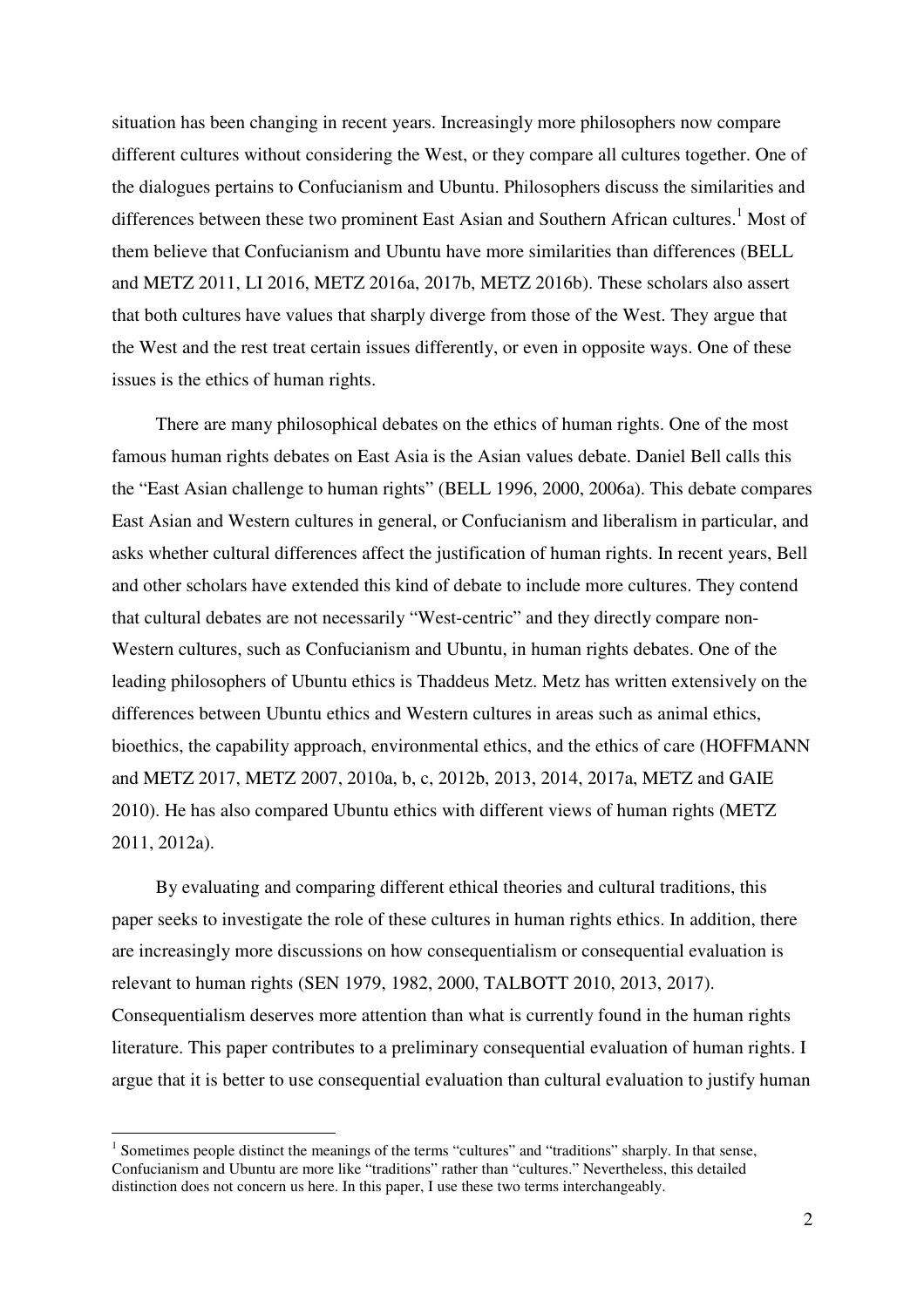situation has been changing in recent years. Increasingly more philosophers now compare different cultures without considering the West, or they compare all cultures together. One of the dialogues pertains to Confucianism and Ubuntu. Philosophers discuss the similarities and differences between these two prominent East Asian and Southern African cultures.[1] Most of them believe that Confucianism and Ubuntu have more similarities than differences (BELL and METZ 2011, LI 2016, METZ 2016a, 2017b, METZ 2016b). These scholars also assert that both cultures have values that sharply diverge from those of the West. They argue that the West and the rest treat certain issues differently, or even in opposite ways. One of these issues is the ethics of human rights.

There are many philosophical debates on the ethics of human rights. One of the most famous human rights debates on East Asia is the Asian values debate. Daniel Bell calls this the "East Asian challenge to human rights" (BELL 1996, 2000, 2006a). This debate compares East Asian and Western cultures in general, or Confucianism and liberalism in particular, and asks whether cultural differences affect the justification of human rights. In recent years, Bell and other scholars have extended this kind of debate to include more cultures. They contend that cultural debates are not necessarily "West-centric" and they directly compare non-Western cultures, such as Confucianism and Ubuntu, in human rights debates. One of the leading philosophers of Ubuntu ethics is Thaddeus Metz. Metz has written extensively on the differences between Ubuntu ethics and Western cultures in areas such as animal ethics, bioethics, the capability approach, environmental ethics, and the ethics of care (HOFFMANN and METZ 2017, METZ 2007, 2010a, b, c, 2012b, 2013, 2014, 2017a, METZ and GAIE 2010). He has also compared Ubuntu ethics with different views of human rights (METZ 2011, 2012a).

By evaluating and comparing different ethical theories and cultural traditions, this paper seeks to investigate the role of these cultures in human rights ethics. In addition, there are increasingly more discussions on how consequentialism or consequential evaluation is relevant to human rights (SEN 1979, 1982, 2000, TALBOTT 2010, 2013, 2017). Consequentialism deserves more attention than what is currently found in the human rights literature. This paper contributes to a preliminary consequential evaluation of human rights. I argue that it is better to use consequential evaluation than cultural evaluation to justify human

---

[1] Sometimes people distinct the meanings of the terms "cultures" and "traditions" sharply. In that sense, Confucianism and Ubuntu are more like "traditions" rather than "cultures." Nevertheless, this detailed distinction does not concern us here. In this paper, I use these two terms interchangeably.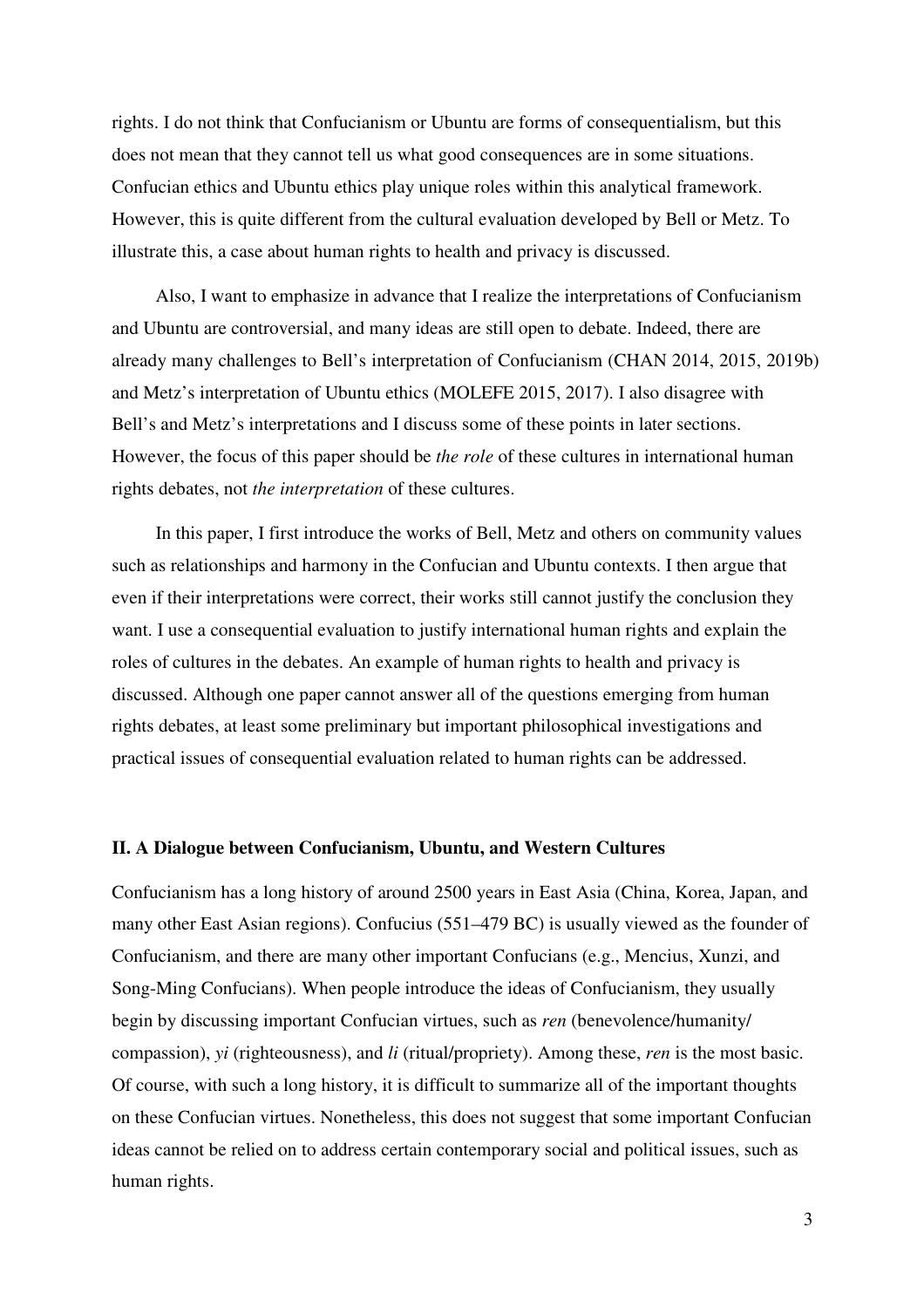rights. I do not think that Confucianism or Ubuntu are forms of consequentialism, but this does not mean that they cannot tell us what good consequences are in some situations. Confucian ethics and Ubuntu ethics play unique roles within this analytical framework. However, this is quite different from the cultural evaluation developed by Bell or Metz. To illustrate this, a case about human rights to health and privacy is discussed.

Also, I want to emphasize in advance that I realize the interpretations of Confucianism and Ubuntu are controversial, and many ideas are still open to debate. Indeed, there are already many challenges to Bell's interpretation of Confucianism (CHAN 2014, 2015, 2019b) and Metz's interpretation of Ubuntu ethics (MOLEFE 2015, 2017). I also disagree with Bell's and Metz's interpretations and I discuss some of these points in later sections. However, the focus of this paper should be *the role* of these cultures in international human rights debates, not *the interpretation* of these cultures.

In this paper, I first introduce the works of Bell, Metz and others on community values such as relationships and harmony in the Confucian and Ubuntu contexts. I then argue that even if their interpretations were correct, their works still cannot justify the conclusion they want. I use a consequential evaluation to justify international human rights and explain the roles of cultures in the debates. An example of human rights to health and privacy is discussed. Although one paper cannot answer all of the questions emerging from human rights debates, at least some preliminary but important philosophical investigations and practical issues of consequential evaluation related to human rights can be addressed.

## II. A Dialogue between Confucianism, Ubuntu, and Western Cultures

Confucianism has a long history of around 2500 years in East Asia (China, Korea, Japan, and many other East Asian regions). Confucius (551–479 BC) is usually viewed as the founder of Confucianism, and there are many other important Confucians (e.g., Mencius, Xunzi, and Song-Ming Confucians). When people introduce the ideas of Confucianism, they usually begin by discussing important Confucian virtues, such as *ren* (benevolence/humanity/compassion), *yi* (righteousness), and *li* (ritual/propriety). Among these, *ren* is the most basic. Of course, with such a long history, it is difficult to summarize all of the important thoughts on these Confucian virtues. Nonetheless, this does not suggest that some important Confucian ideas cannot be relied on to address certain contemporary social and political issues, such as human rights.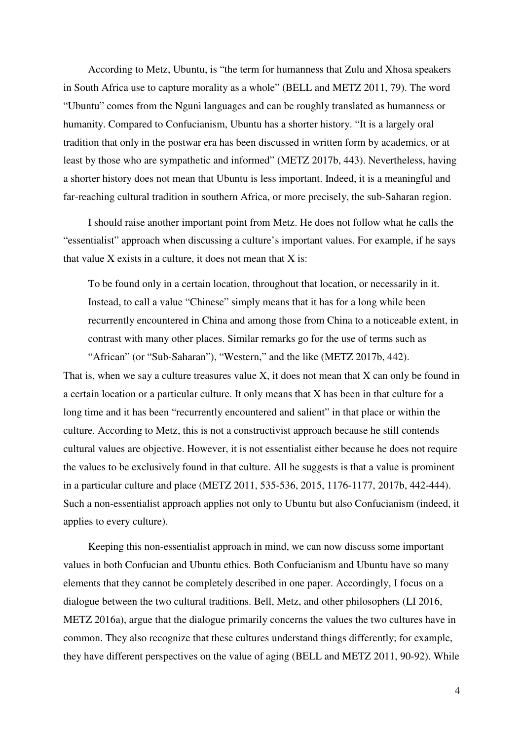According to Metz, Ubuntu, is "the term for humanness that Zulu and Xhosa speakers in South Africa use to capture morality as a whole" (BELL and METZ 2011, 79). The word "Ubuntu" comes from the Nguni languages and can be roughly translated as humanness or humanity. Compared to Confucianism, Ubuntu has a shorter history. "It is a largely oral tradition that only in the postwar era has been discussed in written form by academics, or at least by those who are sympathetic and informed" (METZ 2017b, 443). Nevertheless, having a shorter history does not mean that Ubuntu is less important. Indeed, it is a meaningful and far-reaching cultural tradition in southern Africa, or more precisely, the sub-Saharan region.

I should raise another important point from Metz. He does not follow what he calls the "essentialist" approach when discussing a culture's important values. For example, if he says that value X exists in a culture, it does not mean that X is:

> To be found only in a certain location, throughout that location, or necessarily in it. Instead, to call a value "Chinese" simply means that it has for a long while been recurrently encountered in China and among those from China to a noticeable extent, in contrast with many other places. Similar remarks go for the use of terms such as "African" (or "Sub-Saharan"), "Western," and the like (METZ 2017b, 442).

That is, when we say a culture treasures value X, it does not mean that X can only be found in a certain location or a particular culture. It only means that X has been in that culture for a long time and it has been "recurrently encountered and salient" in that place or within the culture. According to Metz, this is not a constructivist approach because he still contends cultural values are objective. However, it is not essentialist either because he does not require the values to be exclusively found in that culture. All he suggests is that a value is prominent in a particular culture and place (METZ 2011, 535-536, 2015, 1176-1177, 2017b, 442-444). Such a non-essentialist approach applies not only to Ubuntu but also Confucianism (indeed, it applies to every culture).

Keeping this non-essentialist approach in mind, we can now discuss some important values in both Confucian and Ubuntu ethics. Both Confucianism and Ubuntu have so many elements that they cannot be completely described in one paper. Accordingly, I focus on a dialogue between the two cultural traditions. Bell, Metz, and other philosophers (LI 2016, METZ 2016a), argue that the dialogue primarily concerns the values the two cultures have in common. They also recognize that these cultures understand things differently; for example, they have different perspectives on the value of aging (BELL and METZ 2011, 90-92). While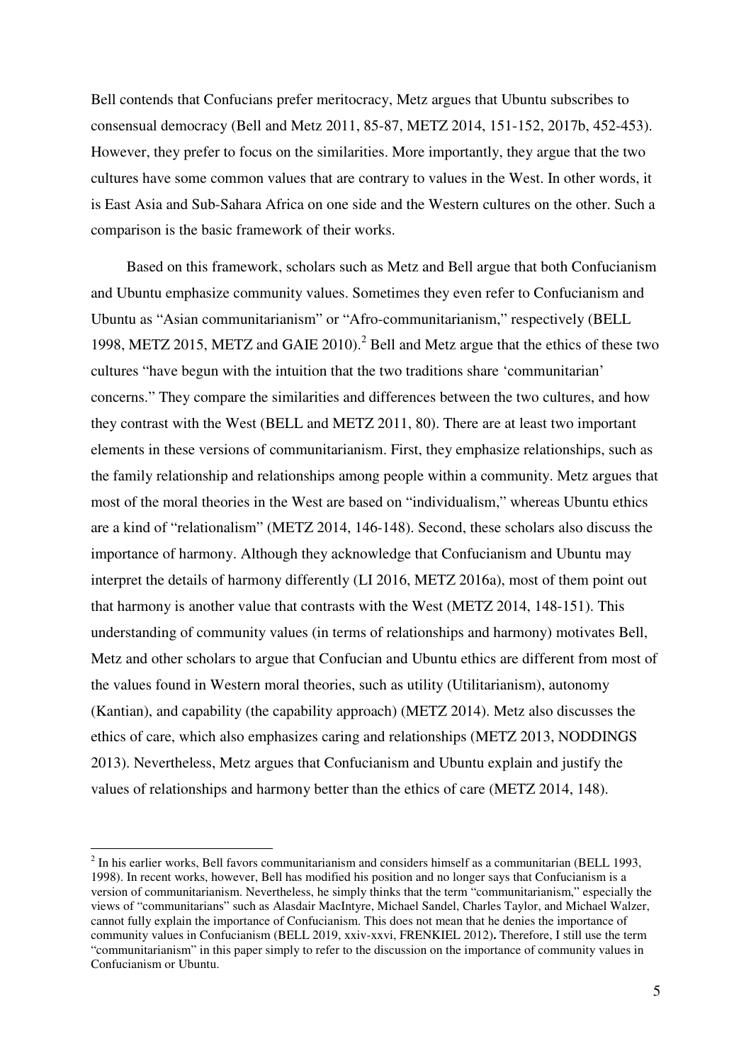Bell contends that Confucians prefer meritocracy, Metz argues that Ubuntu subscribes to consensual democracy (Bell and Metz 2011, 85-87, METZ 2014, 151-152, 2017b, 452-453). However, they prefer to focus on the similarities. More importantly, they argue that the two cultures have some common values that are contrary to values in the West. In other words, it is East Asia and Sub-Sahara Africa on one side and the Western cultures on the other. Such a comparison is the basic framework of their works.

Based on this framework, scholars such as Metz and Bell argue that both Confucianism and Ubuntu emphasize community values. Sometimes they even refer to Confucianism and Ubuntu as "Asian communitarianism" or "Afro-communitarianism," respectively (BELL 1998, METZ 2015, METZ and GAIE 2010).[2] Bell and Metz argue that the ethics of these two cultures "have begun with the intuition that the two traditions share 'communitarian' concerns." They compare the similarities and differences between the two cultures, and how they contrast with the West (BELL and METZ 2011, 80). There are at least two important elements in these versions of communitarianism. First, they emphasize relationships, such as the family relationship and relationships among people within a community. Metz argues that most of the moral theories in the West are based on "individualism," whereas Ubuntu ethics are a kind of "relationalism" (METZ 2014, 146-148). Second, these scholars also discuss the importance of harmony. Although they acknowledge that Confucianism and Ubuntu may interpret the details of harmony differently (LI 2016, METZ 2016a), most of them point out that harmony is another value that contrasts with the West (METZ 2014, 148-151). This understanding of community values (in terms of relationships and harmony) motivates Bell, Metz and other scholars to argue that Confucian and Ubuntu ethics are different from most of the values found in Western moral theories, such as utility (Utilitarianism), autonomy (Kantian), and capability (the capability approach) (METZ 2014). Metz also discusses the ethics of care, which also emphasizes caring and relationships (METZ 2013, NODDINGS 2013). Nevertheless, Metz argues that Confucianism and Ubuntu explain and justify the values of relationships and harmony better than the ethics of care (METZ 2014, 148).

---

[2] In his earlier works, Bell favors communitarianism and considers himself as a communitarian (BELL 1993, 1998). In recent works, however, Bell has modified his position and no longer says that Confucianism is a version of communitarianism. Nevertheless, he simply thinks that the term "communitarianism," especially the views of "communitarians" such as Alasdair MacIntyre, Michael Sandel, Charles Taylor, and Michael Walzer, cannot fully explain the importance of Confucianism. This does not mean that he denies the importance of community values in Confucianism (BELL 2019, xxiv-xxvi, FRENKIEL 2012). Therefore, I still use the term "communitarianism" in this paper simply to refer to the discussion on the importance of community values in Confucianism or Ubuntu.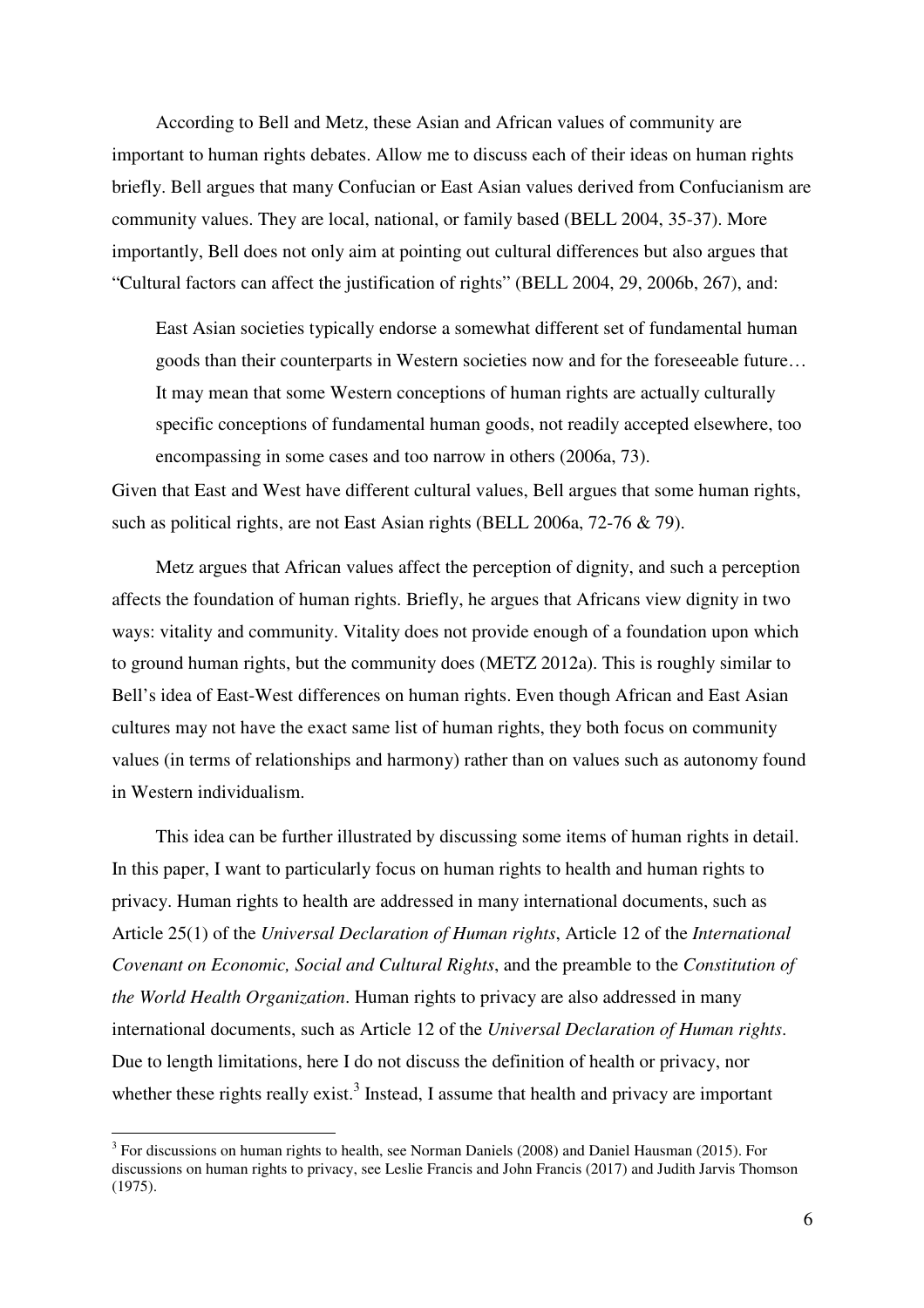According to Bell and Metz, these Asian and African values of community are important to human rights debates. Allow me to discuss each of their ideas on human rights briefly. Bell argues that many Confucian or East Asian values derived from Confucianism are community values. They are local, national, or family based (BELL 2004, 35-37). More importantly, Bell does not only aim at pointing out cultural differences but also argues that "Cultural factors can affect the justification of rights" (BELL 2004, 29, 2006b, 267), and:

> East Asian societies typically endorse a somewhat different set of fundamental human goods than their counterparts in Western societies now and for the foreseeable future… It may mean that some Western conceptions of human rights are actually culturally specific conceptions of fundamental human goods, not readily accepted elsewhere, too encompassing in some cases and too narrow in others (2006a, 73).

Given that East and West have different cultural values, Bell argues that some human rights, such as political rights, are not East Asian rights (BELL 2006a, 72-76 & 79).

Metz argues that African values affect the perception of dignity, and such a perception affects the foundation of human rights. Briefly, he argues that Africans view dignity in two ways: vitality and community. Vitality does not provide enough of a foundation upon which to ground human rights, but the community does (METZ 2012a). This is roughly similar to Bell's idea of East-West differences on human rights. Even though African and East Asian cultures may not have the exact same list of human rights, they both focus on community values (in terms of relationships and harmony) rather than on values such as autonomy found in Western individualism.

This idea can be further illustrated by discussing some items of human rights in detail. In this paper, I want to particularly focus on human rights to health and human rights to privacy. Human rights to health are addressed in many international documents, such as Article 25(1) of the *Universal Declaration of Human rights*, Article 12 of the *International Covenant on Economic, Social and Cultural Rights*, and the preamble to the *Constitution of the World Health Organization*. Human rights to privacy are also addressed in many international documents, such as Article 12 of the *Universal Declaration of Human rights*. Due to length limitations, here I do not discuss the definition of health or privacy, nor whether these rights really exist.[3] Instead, I assume that health and privacy are important

[3] For discussions on human rights to health, see Norman Daniels (2008) and Daniel Hausman (2015). For discussions on human rights to privacy, see Leslie Francis and John Francis (2017) and Judith Jarvis Thomson (1975).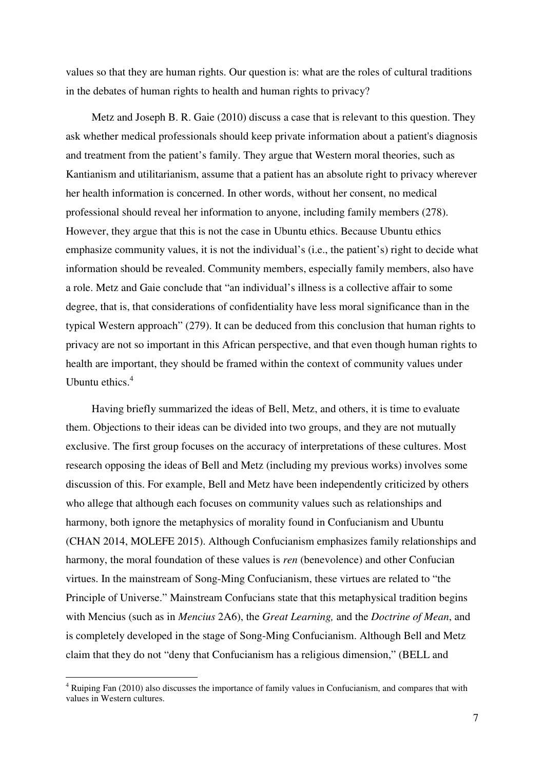values so that they are human rights. Our question is: what are the roles of cultural traditions in the debates of human rights to health and human rights to privacy?

Metz and Joseph B. R. Gaie (2010) discuss a case that is relevant to this question. They ask whether medical professionals should keep private information about a patient's diagnosis and treatment from the patient's family. They argue that Western moral theories, such as Kantianism and utilitarianism, assume that a patient has an absolute right to privacy wherever her health information is concerned. In other words, without her consent, no medical professional should reveal her information to anyone, including family members (278). However, they argue that this is not the case in Ubuntu ethics. Because Ubuntu ethics emphasize community values, it is not the individual's (i.e., the patient's) right to decide what information should be revealed. Community members, especially family members, also have a role. Metz and Gaie conclude that "an individual's illness is a collective affair to some degree, that is, that considerations of confidentiality have less moral significance than in the typical Western approach" (279). It can be deduced from this conclusion that human rights to privacy are not so important in this African perspective, and that even though human rights to health are important, they should be framed within the context of community values under Ubuntu ethics.[4]

Having briefly summarized the ideas of Bell, Metz, and others, it is time to evaluate them. Objections to their ideas can be divided into two groups, and they are not mutually exclusive. The first group focuses on the accuracy of interpretations of these cultures. Most research opposing the ideas of Bell and Metz (including my previous works) involves some discussion of this. For example, Bell and Metz have been independently criticized by others who allege that although each focuses on community values such as relationships and harmony, both ignore the metaphysics of morality found in Confucianism and Ubuntu (CHAN 2014, MOLEFE 2015). Although Confucianism emphasizes family relationships and harmony, the moral foundation of these values is *ren* (benevolence) and other Confucian virtues. In the mainstream of Song-Ming Confucianism, these virtues are related to "the Principle of Universe." Mainstream Confucians state that this metaphysical tradition begins with Mencius (such as in *Mencius* 2A6), the *Great Learning,* and the *Doctrine of Mean*, and is completely developed in the stage of Song-Ming Confucianism. Although Bell and Metz claim that they do not "deny that Confucianism has a religious dimension," (BELL and

[4] Ruiping Fan (2010) also discusses the importance of family values in Confucianism, and compares that with values in Western cultures.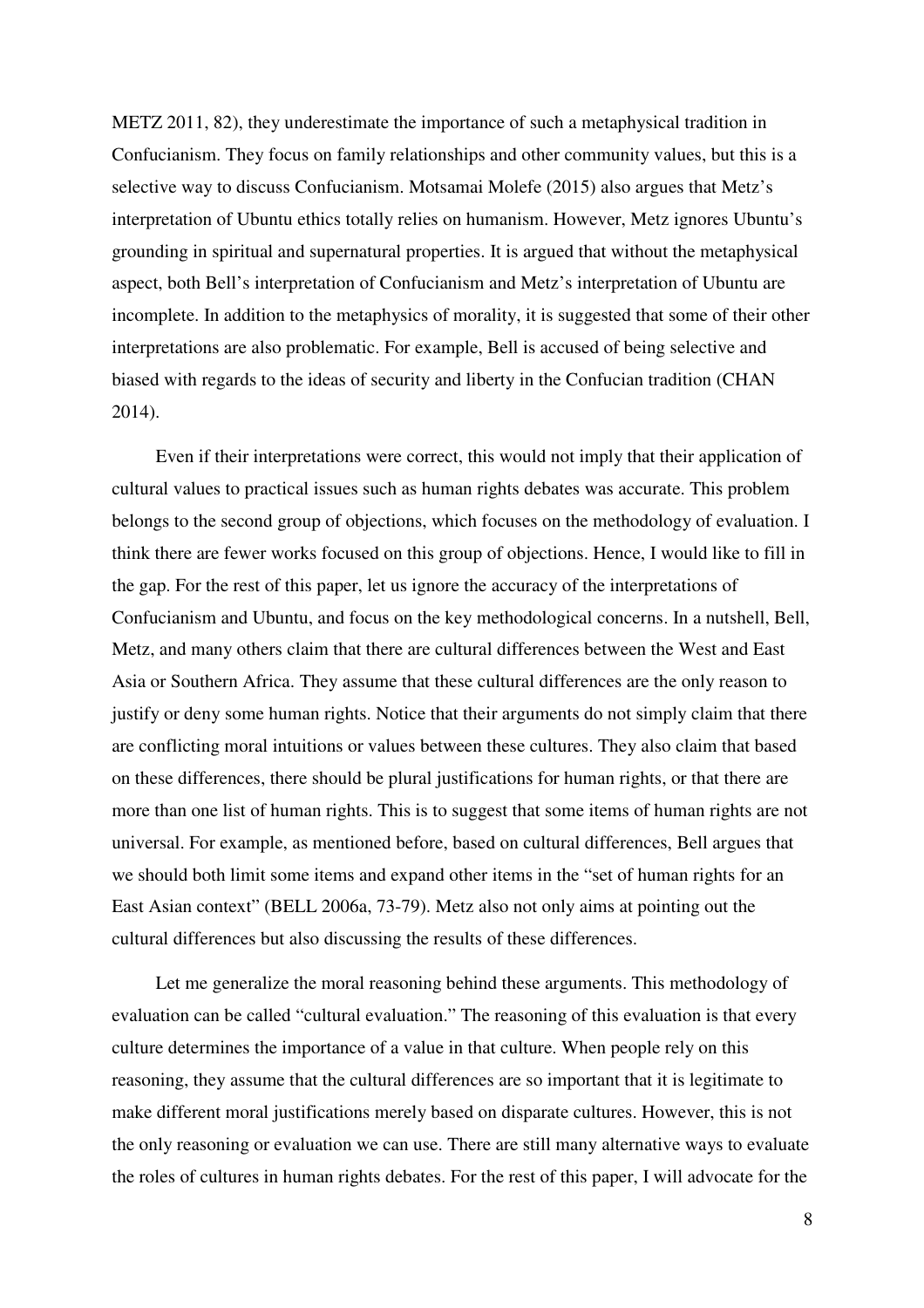METZ 2011, 82), they underestimate the importance of such a metaphysical tradition in Confucianism. They focus on family relationships and other community values, but this is a selective way to discuss Confucianism. Motsamai Molefe (2015) also argues that Metz's interpretation of Ubuntu ethics totally relies on humanism. However, Metz ignores Ubuntu's grounding in spiritual and supernatural properties. It is argued that without the metaphysical aspect, both Bell's interpretation of Confucianism and Metz's interpretation of Ubuntu are incomplete. In addition to the metaphysics of morality, it is suggested that some of their other interpretations are also problematic. For example, Bell is accused of being selective and biased with regards to the ideas of security and liberty in the Confucian tradition (CHAN 2014).

Even if their interpretations were correct, this would not imply that their application of cultural values to practical issues such as human rights debates was accurate. This problem belongs to the second group of objections, which focuses on the methodology of evaluation. I think there are fewer works focused on this group of objections. Hence, I would like to fill in the gap. For the rest of this paper, let us ignore the accuracy of the interpretations of Confucianism and Ubuntu, and focus on the key methodological concerns. In a nutshell, Bell, Metz, and many others claim that there are cultural differences between the West and East Asia or Southern Africa. They assume that these cultural differences are the only reason to justify or deny some human rights. Notice that their arguments do not simply claim that there are conflicting moral intuitions or values between these cultures. They also claim that based on these differences, there should be plural justifications for human rights, or that there are more than one list of human rights. This is to suggest that some items of human rights are not universal. For example, as mentioned before, based on cultural differences, Bell argues that we should both limit some items and expand other items in the "set of human rights for an East Asian context" (BELL 2006a, 73-79). Metz also not only aims at pointing out the cultural differences but also discussing the results of these differences.

Let me generalize the moral reasoning behind these arguments. This methodology of evaluation can be called "cultural evaluation." The reasoning of this evaluation is that every culture determines the importance of a value in that culture. When people rely on this reasoning, they assume that the cultural differences are so important that it is legitimate to make different moral justifications merely based on disparate cultures. However, this is not the only reasoning or evaluation we can use. There are still many alternative ways to evaluate the roles of cultures in human rights debates. For the rest of this paper, I will advocate for the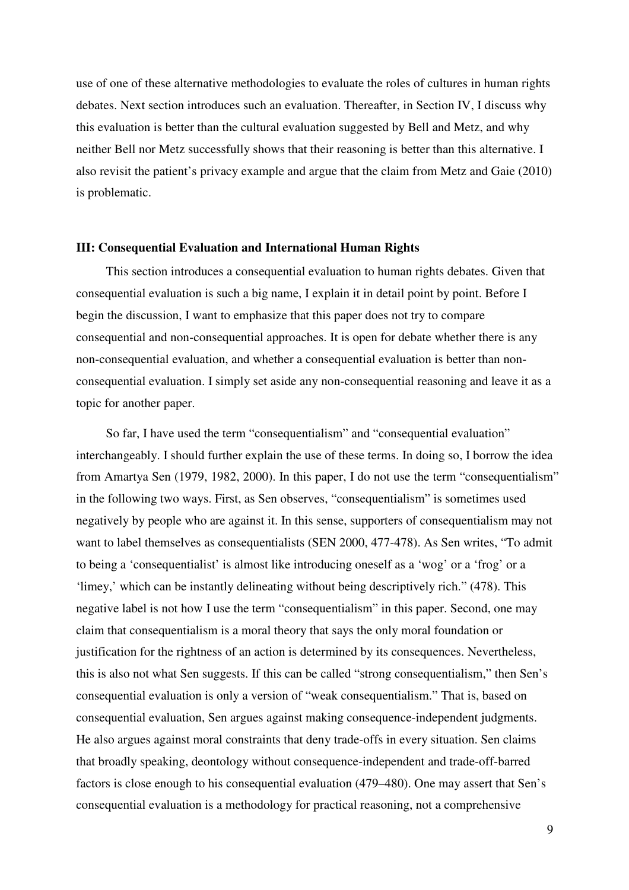use of one of these alternative methodologies to evaluate the roles of cultures in human rights debates. Next section introduces such an evaluation. Thereafter, in Section IV, I discuss why this evaluation is better than the cultural evaluation suggested by Bell and Metz, and why neither Bell nor Metz successfully shows that their reasoning is better than this alternative. I also revisit the patient's privacy example and argue that the claim from Metz and Gaie (2010) is problematic.

## III: Consequential Evaluation and International Human Rights

This section introduces a consequential evaluation to human rights debates. Given that consequential evaluation is such a big name, I explain it in detail point by point. Before I begin the discussion, I want to emphasize that this paper does not try to compare consequential and non-consequential approaches. It is open for debate whether there is any non-consequential evaluation, and whether a consequential evaluation is better than non-consequential evaluation. I simply set aside any non-consequential reasoning and leave it as a topic for another paper.

So far, I have used the term "consequentialism" and "consequential evaluation" interchangeably. I should further explain the use of these terms. In doing so, I borrow the idea from Amartya Sen (1979, 1982, 2000). In this paper, I do not use the term "consequentialism" in the following two ways. First, as Sen observes, "consequentialism" is sometimes used negatively by people who are against it. In this sense, supporters of consequentialism may not want to label themselves as consequentialists (SEN 2000, 477-478). As Sen writes, "To admit to being a 'consequentialist' is almost like introducing oneself as a 'wog' or a 'frog' or a 'limey,' which can be instantly delineating without being descriptively rich." (478). This negative label is not how I use the term "consequentialism" in this paper. Second, one may claim that consequentialism is a moral theory that says the only moral foundation or justification for the rightness of an action is determined by its consequences. Nevertheless, this is also not what Sen suggests. If this can be called "strong consequentialism," then Sen's consequential evaluation is only a version of "weak consequentialism." That is, based on consequential evaluation, Sen argues against making consequence-independent judgments. He also argues against moral constraints that deny trade-offs in every situation. Sen claims that broadly speaking, deontology without consequence-independent and trade-off-barred factors is close enough to his consequential evaluation (479–480). One may assert that Sen's consequential evaluation is a methodology for practical reasoning, not a comprehensive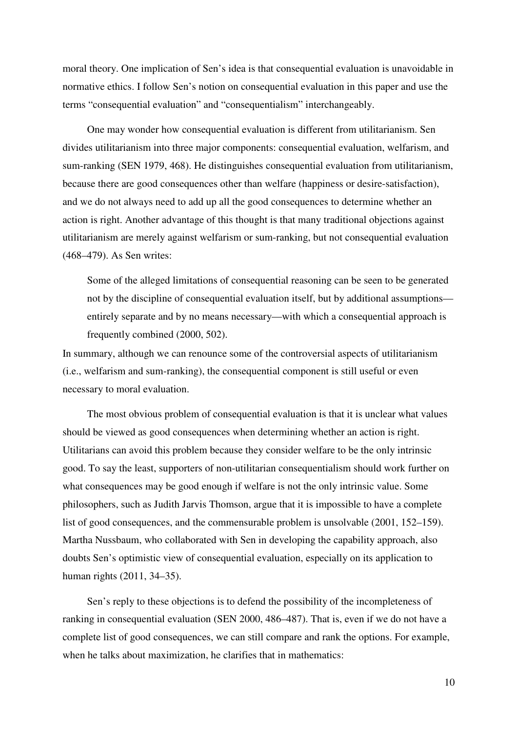moral theory. One implication of Sen's idea is that consequential evaluation is unavoidable in normative ethics. I follow Sen's notion on consequential evaluation in this paper and use the terms "consequential evaluation" and "consequentialism" interchangeably.

One may wonder how consequential evaluation is different from utilitarianism. Sen divides utilitarianism into three major components: consequential evaluation, welfarism, and sum-ranking (SEN 1979, 468). He distinguishes consequential evaluation from utilitarianism, because there are good consequences other than welfare (happiness or desire-satisfaction), and we do not always need to add up all the good consequences to determine whether an action is right. Another advantage of this thought is that many traditional objections against utilitarianism are merely against welfarism or sum-ranking, but not consequential evaluation (468–479). As Sen writes:

> Some of the alleged limitations of consequential reasoning can be seen to be generated not by the discipline of consequential evaluation itself, but by additional assumptions—entirely separate and by no means necessary—with which a consequential approach is frequently combined (2000, 502).

In summary, although we can renounce some of the controversial aspects of utilitarianism (i.e., welfarism and sum-ranking), the consequential component is still useful or even necessary to moral evaluation.

The most obvious problem of consequential evaluation is that it is unclear what values should be viewed as good consequences when determining whether an action is right. Utilitarians can avoid this problem because they consider welfare to be the only intrinsic good. To say the least, supporters of non-utilitarian consequentialism should work further on what consequences may be good enough if welfare is not the only intrinsic value. Some philosophers, such as Judith Jarvis Thomson, argue that it is impossible to have a complete list of good consequences, and the commensurable problem is unsolvable (2001, 152–159). Martha Nussbaum, who collaborated with Sen in developing the capability approach, also doubts Sen's optimistic view of consequential evaluation, especially on its application to human rights (2011, 34–35).

Sen's reply to these objections is to defend the possibility of the incompleteness of ranking in consequential evaluation (SEN 2000, 486–487). That is, even if we do not have a complete list of good consequences, we can still compare and rank the options. For example, when he talks about maximization, he clarifies that in mathematics: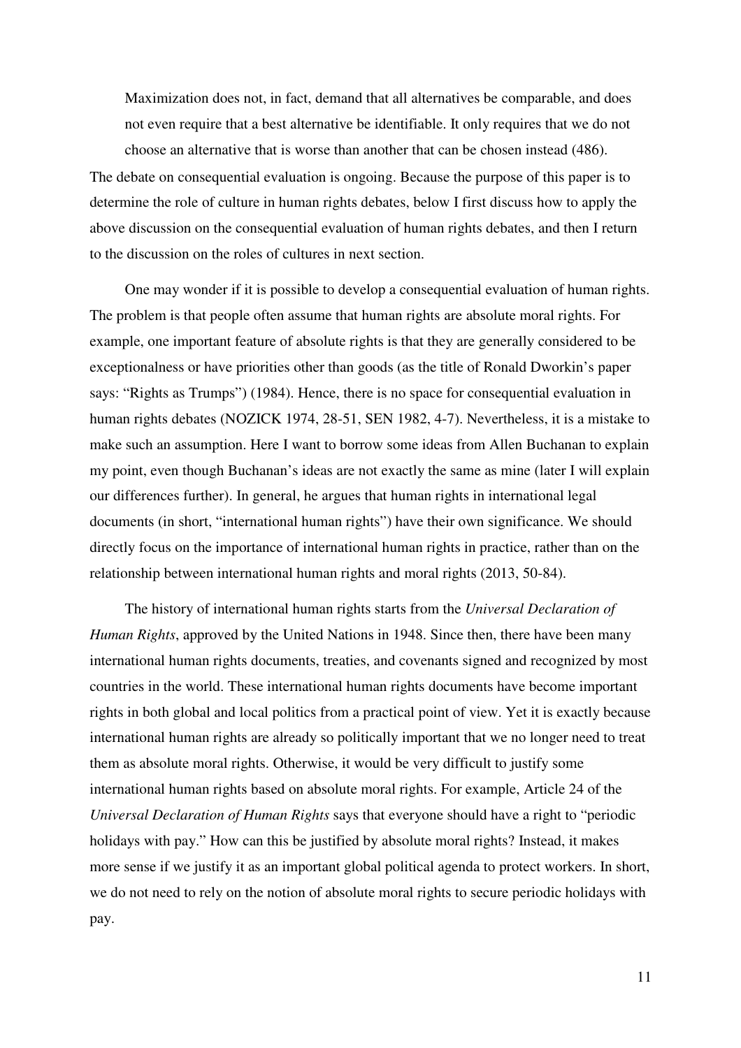> Maximization does not, in fact, demand that all alternatives be comparable, and does not even require that a best alternative be identifiable. It only requires that we do not choose an alternative that is worse than another that can be chosen instead (486).

The debate on consequential evaluation is ongoing. Because the purpose of this paper is to determine the role of culture in human rights debates, below I first discuss how to apply the above discussion on the consequential evaluation of human rights debates, and then I return to the discussion on the roles of cultures in next section.

One may wonder if it is possible to develop a consequential evaluation of human rights. The problem is that people often assume that human rights are absolute moral rights. For example, one important feature of absolute rights is that they are generally considered to be exceptionalness or have priorities other than goods (as the title of Ronald Dworkin's paper says: "Rights as Trumps") (1984). Hence, there is no space for consequential evaluation in human rights debates (NOZICK 1974, 28-51, SEN 1982, 4-7). Nevertheless, it is a mistake to make such an assumption. Here I want to borrow some ideas from Allen Buchanan to explain my point, even though Buchanan's ideas are not exactly the same as mine (later I will explain our differences further). In general, he argues that human rights in international legal documents (in short, "international human rights") have their own significance. We should directly focus on the importance of international human rights in practice, rather than on the relationship between international human rights and moral rights (2013, 50-84).

The history of international human rights starts from the *Universal Declaration of Human Rights*, approved by the United Nations in 1948. Since then, there have been many international human rights documents, treaties, and covenants signed and recognized by most countries in the world. These international human rights documents have become important rights in both global and local politics from a practical point of view. Yet it is exactly because international human rights are already so politically important that we no longer need to treat them as absolute moral rights. Otherwise, it would be very difficult to justify some international human rights based on absolute moral rights. For example, Article 24 of the *Universal Declaration of Human Rights* says that everyone should have a right to "periodic holidays with pay." How can this be justified by absolute moral rights? Instead, it makes more sense if we justify it as an important global political agenda to protect workers. In short, we do not need to rely on the notion of absolute moral rights to secure periodic holidays with pay.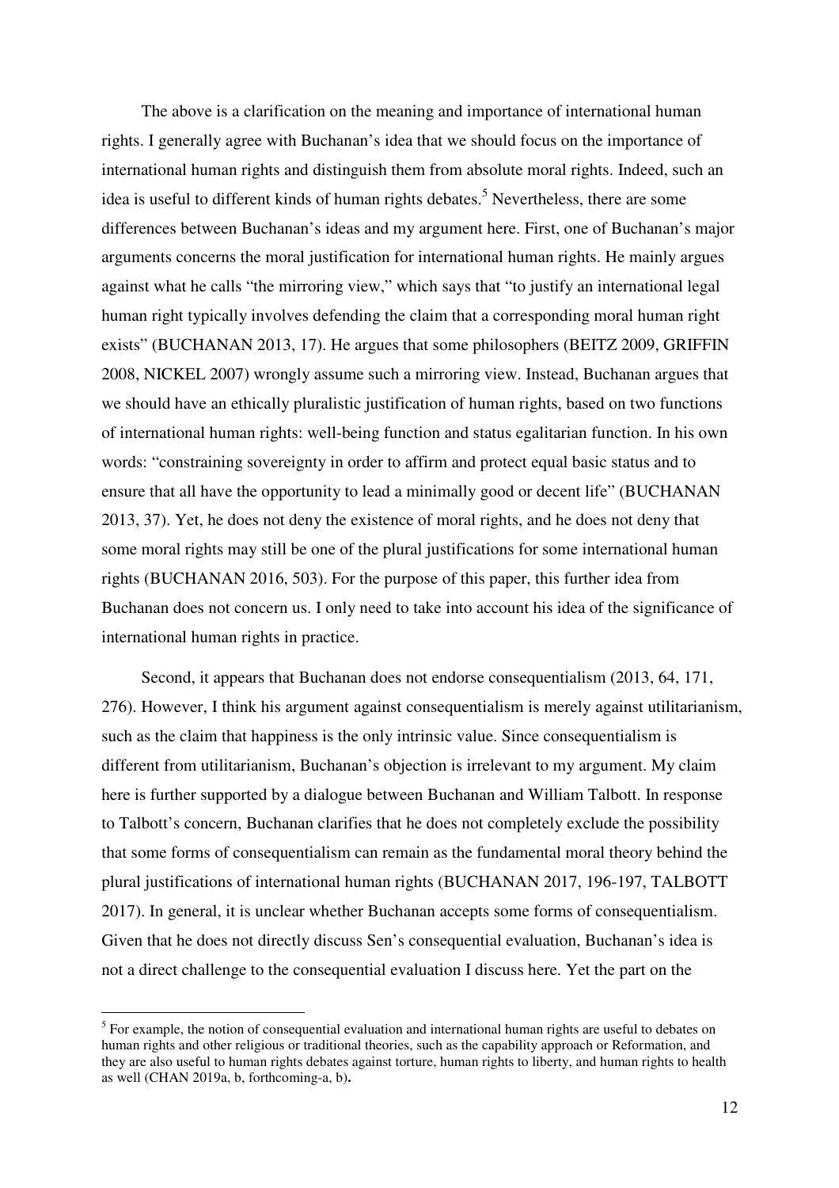The above is a clarification on the meaning and importance of international human rights. I generally agree with Buchanan's idea that we should focus on the importance of international human rights and distinguish them from absolute moral rights. Indeed, such an idea is useful to different kinds of human rights debates.[5] Nevertheless, there are some differences between Buchanan's ideas and my argument here. First, one of Buchanan's major arguments concerns the moral justification for international human rights. He mainly argues against what he calls "the mirroring view," which says that "to justify an international legal human right typically involves defending the claim that a corresponding moral human right exists" (BUCHANAN 2013, 17). He argues that some philosophers (BEITZ 2009, GRIFFIN 2008, NICKEL 2007) wrongly assume such a mirroring view. Instead, Buchanan argues that we should have an ethically pluralistic justification of human rights, based on two functions of international human rights: well-being function and status egalitarian function. In his own words: "constraining sovereignty in order to affirm and protect equal basic status and to ensure that all have the opportunity to lead a minimally good or decent life" (BUCHANAN 2013, 37). Yet, he does not deny the existence of moral rights, and he does not deny that some moral rights may still be one of the plural justifications for some international human rights (BUCHANAN 2016, 503). For the purpose of this paper, this further idea from Buchanan does not concern us. I only need to take into account his idea of the significance of international human rights in practice.

Second, it appears that Buchanan does not endorse consequentialism (2013, 64, 171, 276). However, I think his argument against consequentialism is merely against utilitarianism, such as the claim that happiness is the only intrinsic value. Since consequentialism is different from utilitarianism, Buchanan's objection is irrelevant to my argument. My claim here is further supported by a dialogue between Buchanan and William Talbott. In response to Talbott's concern, Buchanan clarifies that he does not completely exclude the possibility that some forms of consequentialism can remain as the fundamental moral theory behind the plural justifications of international human rights (BUCHANAN 2017, 196-197, TALBOTT 2017). In general, it is unclear whether Buchanan accepts some forms of consequentialism. Given that he does not directly discuss Sen's consequential evaluation, Buchanan's idea is not a direct challenge to the consequential evaluation I discuss here. Yet the part on the

---

[5] For example, the notion of consequential evaluation and international human rights are useful to debates on human rights and other religious or traditional theories, such as the capability approach or Reformation, and they are also useful to human rights debates against torture, human rights to liberty, and human rights to health as well (CHAN 2019a, b, forthcoming-a, b).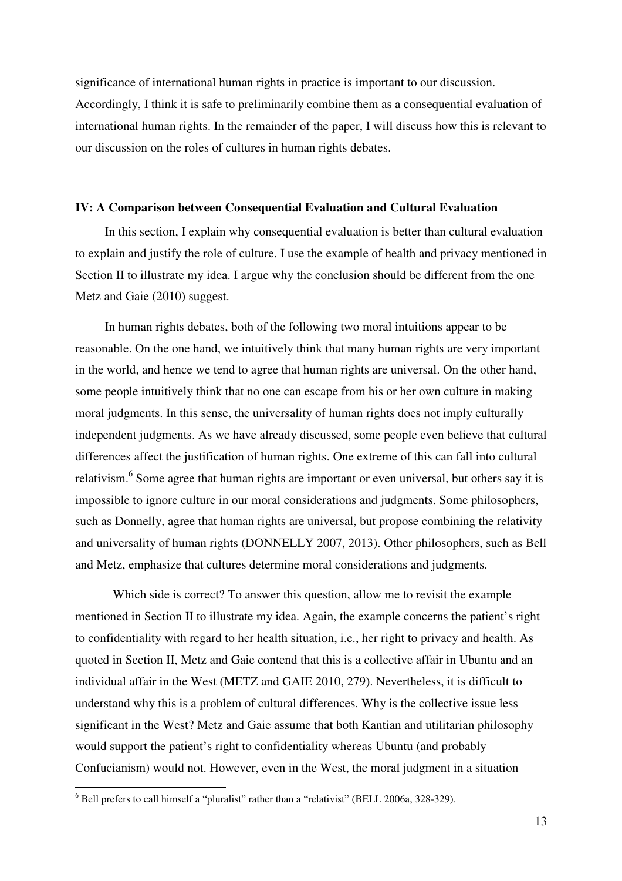significance of international human rights in practice is important to our discussion. Accordingly, I think it is safe to preliminarily combine them as a consequential evaluation of international human rights. In the remainder of the paper, I will discuss how this is relevant to our discussion on the roles of cultures in human rights debates.

## IV: A Comparison between Consequential Evaluation and Cultural Evaluation

In this section, I explain why consequential evaluation is better than cultural evaluation to explain and justify the role of culture. I use the example of health and privacy mentioned in Section II to illustrate my idea. I argue why the conclusion should be different from the one Metz and Gaie (2010) suggest.

In human rights debates, both of the following two moral intuitions appear to be reasonable. On the one hand, we intuitively think that many human rights are very important in the world, and hence we tend to agree that human rights are universal. On the other hand, some people intuitively think that no one can escape from his or her own culture in making moral judgments. In this sense, the universality of human rights does not imply culturally independent judgments. As we have already discussed, some people even believe that cultural differences affect the justification of human rights. One extreme of this can fall into cultural relativism.[6] Some agree that human rights are important or even universal, but others say it is impossible to ignore culture in our moral considerations and judgments. Some philosophers, such as Donnelly, agree that human rights are universal, but propose combining the relativity and universality of human rights (DONNELLY 2007, 2013). Other philosophers, such as Bell and Metz, emphasize that cultures determine moral considerations and judgments.

Which side is correct? To answer this question, allow me to revisit the example mentioned in Section II to illustrate my idea. Again, the example concerns the patient's right to confidentiality with regard to her health situation, i.e., her right to privacy and health. As quoted in Section II, Metz and Gaie contend that this is a collective affair in Ubuntu and an individual affair in the West (METZ and GAIE 2010, 279). Nevertheless, it is difficult to understand why this is a problem of cultural differences. Why is the collective issue less significant in the West? Metz and Gaie assume that both Kantian and utilitarian philosophy would support the patient's right to confidentiality whereas Ubuntu (and probably Confucianism) would not. However, even in the West, the moral judgment in a situation

[6] Bell prefers to call himself a "pluralist" rather than a "relativist" (BELL 2006a, 328-329).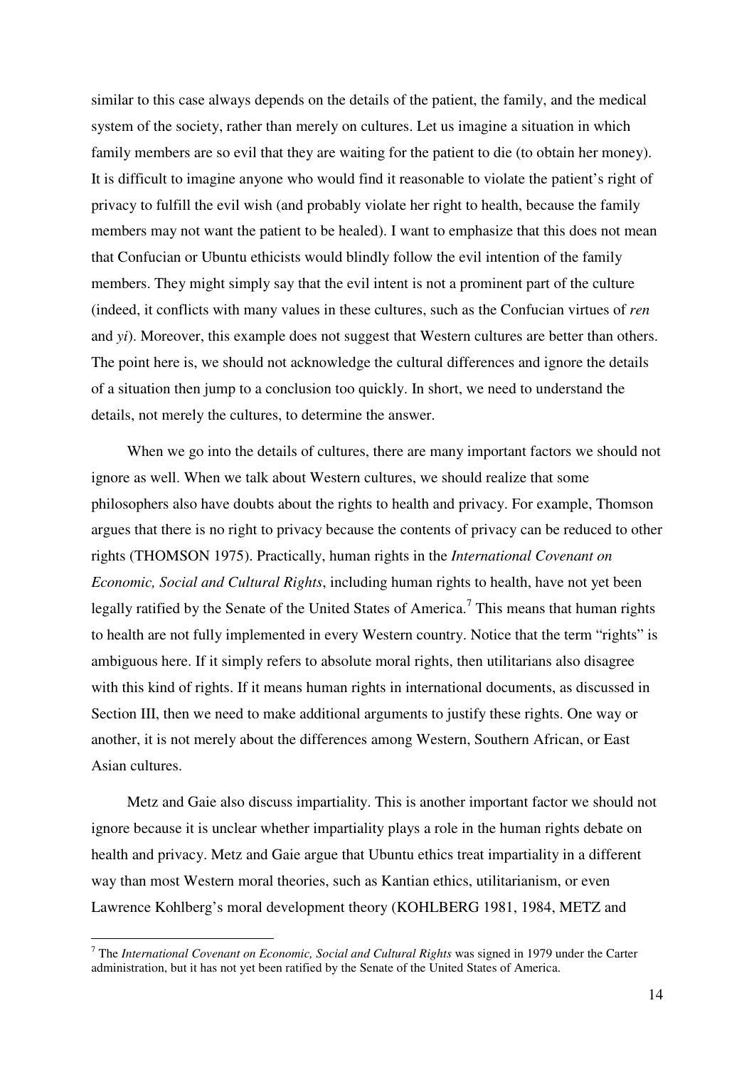similar to this case always depends on the details of the patient, the family, and the medical system of the society, rather than merely on cultures. Let us imagine a situation in which family members are so evil that they are waiting for the patient to die (to obtain her money). It is difficult to imagine anyone who would find it reasonable to violate the patient's right of privacy to fulfill the evil wish (and probably violate her right to health, because the family members may not want the patient to be healed). I want to emphasize that this does not mean that Confucian or Ubuntu ethicists would blindly follow the evil intention of the family members. They might simply say that the evil intent is not a prominent part of the culture (indeed, it conflicts with many values in these cultures, such as the Confucian virtues of *ren* and *yi*). Moreover, this example does not suggest that Western cultures are better than others. The point here is, we should not acknowledge the cultural differences and ignore the details of a situation then jump to a conclusion too quickly. In short, we need to understand the details, not merely the cultures, to determine the answer.

When we go into the details of cultures, there are many important factors we should not ignore as well. When we talk about Western cultures, we should realize that some philosophers also have doubts about the rights to health and privacy. For example, Thomson argues that there is no right to privacy because the contents of privacy can be reduced to other rights (THOMSON 1975). Practically, human rights in the *International Covenant on Economic, Social and Cultural Rights*, including human rights to health, have not yet been legally ratified by the Senate of the United States of America.[7] This means that human rights to health are not fully implemented in every Western country. Notice that the term "rights" is ambiguous here. If it simply refers to absolute moral rights, then utilitarians also disagree with this kind of rights. If it means human rights in international documents, as discussed in Section III, then we need to make additional arguments to justify these rights. One way or another, it is not merely about the differences among Western, Southern African, or East Asian cultures.

Metz and Gaie also discuss impartiality. This is another important factor we should not ignore because it is unclear whether impartiality plays a role in the human rights debate on health and privacy. Metz and Gaie argue that Ubuntu ethics treat impartiality in a different way than most Western moral theories, such as Kantian ethics, utilitarianism, or even Lawrence Kohlberg's moral development theory (KOHLBERG 1981, 1984, METZ and

---

[7] The *International Covenant on Economic, Social and Cultural Rights* was signed in 1979 under the Carter administration, but it has not yet been ratified by the Senate of the United States of America.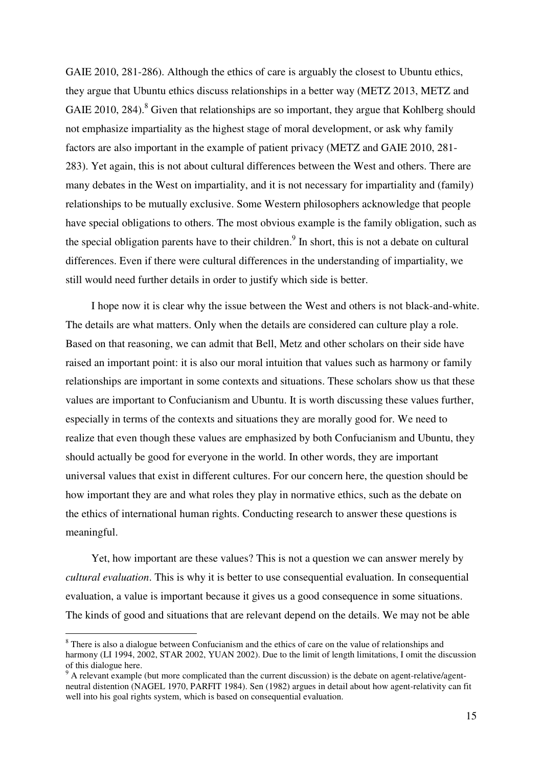GAIE 2010, 281-286). Although the ethics of care is arguably the closest to Ubuntu ethics, they argue that Ubuntu ethics discuss relationships in a better way (METZ 2013, METZ and GAIE 2010, 284).[8] Given that relationships are so important, they argue that Kohlberg should not emphasize impartiality as the highest stage of moral development, or ask why family factors are also important in the example of patient privacy (METZ and GAIE 2010, 281-283). Yet again, this is not about cultural differences between the West and others. There are many debates in the West on impartiality, and it is not necessary for impartiality and (family) relationships to be mutually exclusive. Some Western philosophers acknowledge that people have special obligations to others. The most obvious example is the family obligation, such as the special obligation parents have to their children.[9] In short, this is not a debate on cultural differences. Even if there were cultural differences in the understanding of impartiality, we still would need further details in order to justify which side is better.

I hope now it is clear why the issue between the West and others is not black-and-white. The details are what matters. Only when the details are considered can culture play a role. Based on that reasoning, we can admit that Bell, Metz and other scholars on their side have raised an important point: it is also our moral intuition that values such as harmony or family relationships are important in some contexts and situations. These scholars show us that these values are important to Confucianism and Ubuntu. It is worth discussing these values further, especially in terms of the contexts and situations they are morally good for. We need to realize that even though these values are emphasized by both Confucianism and Ubuntu, they should actually be good for everyone in the world. In other words, they are important universal values that exist in different cultures. For our concern here, the question should be how important they are and what roles they play in normative ethics, such as the debate on the ethics of international human rights. Conducting research to answer these questions is meaningful.

Yet, how important are these values? This is not a question we can answer merely by *cultural evaluation*. This is why it is better to use consequential evaluation. In consequential evaluation, a value is important because it gives us a good consequence in some situations. The kinds of good and situations that are relevant depend on the details. We may not be able

[8] There is also a dialogue between Confucianism and the ethics of care on the value of relationships and harmony (LI 1994, 2002, STAR 2002, YUAN 2002). Due to the limit of length limitations, I omit the discussion of this dialogue here.

[9] A relevant example (but more complicated than the current discussion) is the debate on agent-relative/agent-neutral distention (NAGEL 1970, PARFIT 1984). Sen (1982) argues in detail about how agent-relativity can fit well into his goal rights system, which is based on consequential evaluation.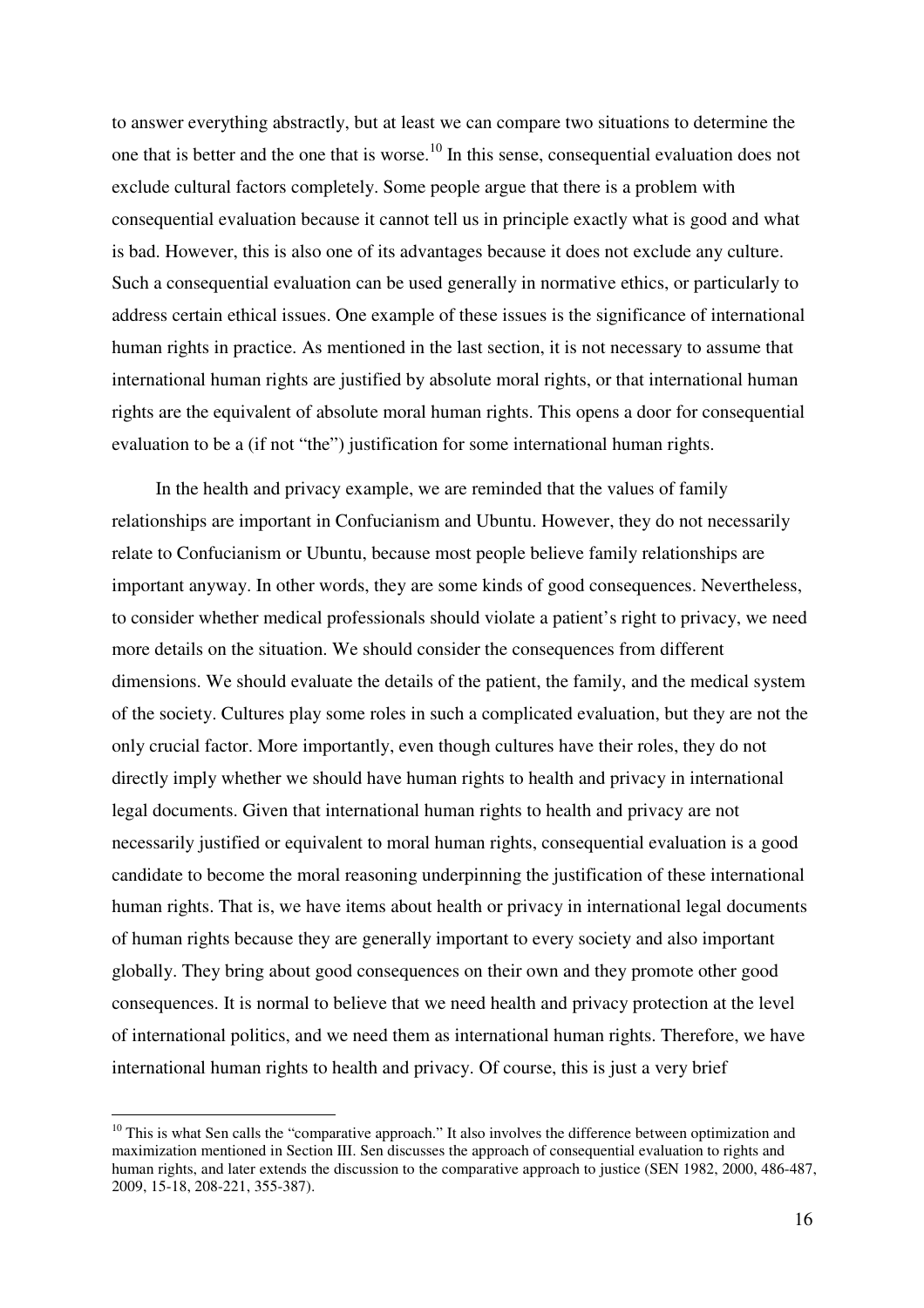to answer everything abstractly, but at least we can compare two situations to determine the one that is better and the one that is worse.[10] In this sense, consequential evaluation does not exclude cultural factors completely. Some people argue that there is a problem with consequential evaluation because it cannot tell us in principle exactly what is good and what is bad. However, this is also one of its advantages because it does not exclude any culture. Such a consequential evaluation can be used generally in normative ethics, or particularly to address certain ethical issues. One example of these issues is the significance of international human rights in practice. As mentioned in the last section, it is not necessary to assume that international human rights are justified by absolute moral rights, or that international human rights are the equivalent of absolute moral human rights. This opens a door for consequential evaluation to be a (if not "the") justification for some international human rights.

In the health and privacy example, we are reminded that the values of family relationships are important in Confucianism and Ubuntu. However, they do not necessarily relate to Confucianism or Ubuntu, because most people believe family relationships are important anyway. In other words, they are some kinds of good consequences. Nevertheless, to consider whether medical professionals should violate a patient's right to privacy, we need more details on the situation. We should consider the consequences from different dimensions. We should evaluate the details of the patient, the family, and the medical system of the society. Cultures play some roles in such a complicated evaluation, but they are not the only crucial factor. More importantly, even though cultures have their roles, they do not directly imply whether we should have human rights to health and privacy in international legal documents. Given that international human rights to health and privacy are not necessarily justified or equivalent to moral human rights, consequential evaluation is a good candidate to become the moral reasoning underpinning the justification of these international human rights. That is, we have items about health or privacy in international legal documents of human rights because they are generally important to every society and also important globally. They bring about good consequences on their own and they promote other good consequences. It is normal to believe that we need health and privacy protection at the level of international politics, and we need them as international human rights. Therefore, we have international human rights to health and privacy. Of course, this is just a very brief

[10] This is what Sen calls the "comparative approach." It also involves the difference between optimization and maximization mentioned in Section III. Sen discusses the approach of consequential evaluation to rights and human rights, and later extends the discussion to the comparative approach to justice (SEN 1982, 2000, 486-487, 2009, 15-18, 208-221, 355-387).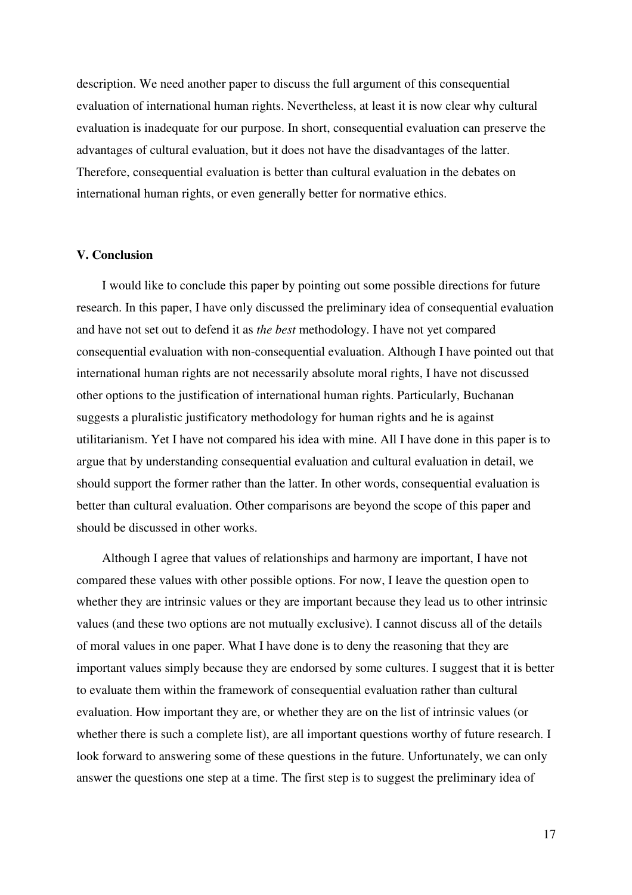description. We need another paper to discuss the full argument of this consequential evaluation of international human rights. Nevertheless, at least it is now clear why cultural evaluation is inadequate for our purpose. In short, consequential evaluation can preserve the advantages of cultural evaluation, but it does not have the disadvantages of the latter. Therefore, consequential evaluation is better than cultural evaluation in the debates on international human rights, or even generally better for normative ethics.

## V. Conclusion

I would like to conclude this paper by pointing out some possible directions for future research. In this paper, I have only discussed the preliminary idea of consequential evaluation and have not set out to defend it as *the best* methodology. I have not yet compared consequential evaluation with non-consequential evaluation. Although I have pointed out that international human rights are not necessarily absolute moral rights, I have not discussed other options to the justification of international human rights. Particularly, Buchanan suggests a pluralistic justificatory methodology for human rights and he is against utilitarianism. Yet I have not compared his idea with mine. All I have done in this paper is to argue that by understanding consequential evaluation and cultural evaluation in detail, we should support the former rather than the latter. In other words, consequential evaluation is better than cultural evaluation. Other comparisons are beyond the scope of this paper and should be discussed in other works.

Although I agree that values of relationships and harmony are important, I have not compared these values with other possible options. For now, I leave the question open to whether they are intrinsic values or they are important because they lead us to other intrinsic values (and these two options are not mutually exclusive). I cannot discuss all of the details of moral values in one paper. What I have done is to deny the reasoning that they are important values simply because they are endorsed by some cultures. I suggest that it is better to evaluate them within the framework of consequential evaluation rather than cultural evaluation. How important they are, or whether they are on the list of intrinsic values (or whether there is such a complete list), are all important questions worthy of future research. I look forward to answering some of these questions in the future. Unfortunately, we can only answer the questions one step at a time. The first step is to suggest the preliminary idea of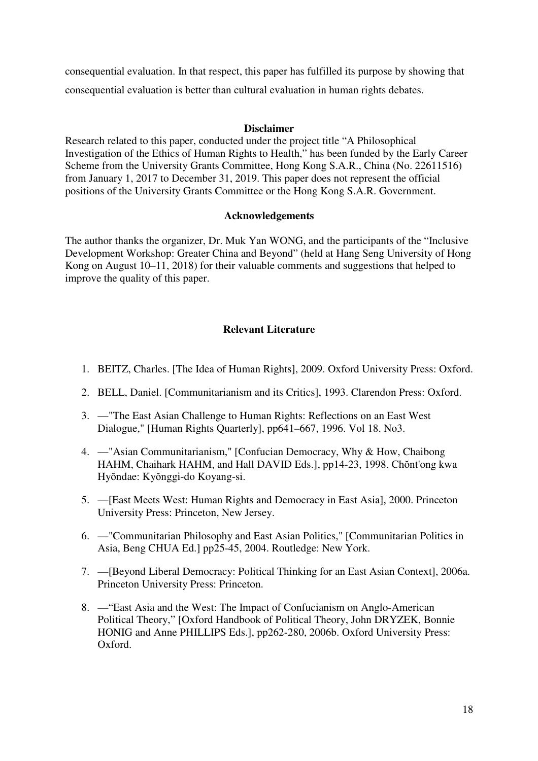consequential evaluation. In that respect, this paper has fulfilled its purpose by showing that consequential evaluation is better than cultural evaluation in human rights debates.

### Disclaimer

Research related to this paper, conducted under the project title "A Philosophical Investigation of the Ethics of Human Rights to Health," has been funded by the Early Career Scheme from the University Grants Committee, Hong Kong S.A.R., China (No. 22611516) from January 1, 2017 to December 31, 2019. This paper does not represent the official positions of the University Grants Committee or the Hong Kong S.A.R. Government.

### Acknowledgements

The author thanks the organizer, Dr. Muk Yan WONG, and the participants of the "Inclusive Development Workshop: Greater China and Beyond" (held at Hang Seng University of Hong Kong on August 10–11, 2018) for their valuable comments and suggestions that helped to improve the quality of this paper.

### Relevant Literature

1. BEITZ, Charles. [The Idea of Human Rights], 2009. Oxford University Press: Oxford.
2. BELL, Daniel. [Communitarianism and its Critics], 1993. Clarendon Press: Oxford.
3. —"The East Asian Challenge to Human Rights: Reflections on an East West Dialogue," [Human Rights Quarterly], pp641–667, 1996. Vol 18. No3.
4. —"Asian Communitarianism," [Confucian Democracy, Why & How, Chaibong HAHM, Chaihark HAHM, and Hall DAVID Eds.], pp14-23, 1998. Chŏnt'ong kwa Hyŏndae: Kyŏnggi-do Koyang-si.
5. —[East Meets West: Human Rights and Democracy in East Asia], 2000. Princeton University Press: Princeton, New Jersey.
6. —"Communitarian Philosophy and East Asian Politics," [Communitarian Politics in Asia, Beng CHUA Ed.] pp25-45, 2004. Routledge: New York.
7. —[Beyond Liberal Democracy: Political Thinking for an East Asian Context], 2006a. Princeton University Press: Princeton.
8. —"East Asia and the West: The Impact of Confucianism on Anglo-American Political Theory," [Oxford Handbook of Political Theory, John DRYZEK, Bonnie HONIG and Anne PHILLIPS Eds.], pp262-280, 2006b. Oxford University Press: Oxford.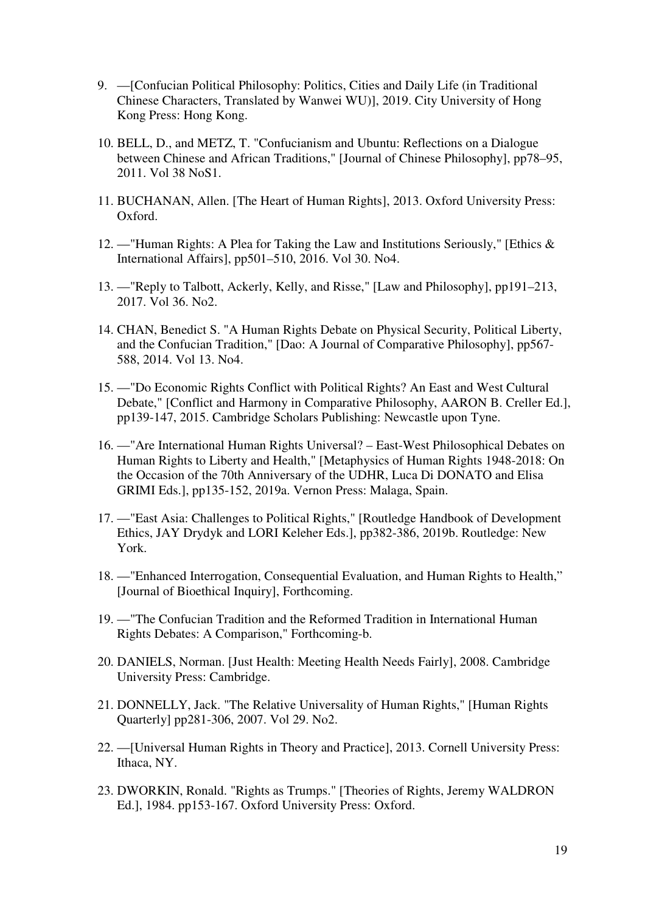9. —[Confucian Political Philosophy: Politics, Cities and Daily Life (in Traditional Chinese Characters, Translated by Wanwei WU)], 2019. City University of Hong Kong Press: Hong Kong.

10. BELL, D., and METZ, T. "Confucianism and Ubuntu: Reflections on a Dialogue between Chinese and African Traditions," [Journal of Chinese Philosophy], pp78–95, 2011. Vol 38 NoS1.

11. BUCHANAN, Allen. [The Heart of Human Rights], 2013. Oxford University Press: Oxford.

12. —"Human Rights: A Plea for Taking the Law and Institutions Seriously," [Ethics & International Affairs], pp501–510, 2016. Vol 30. No4.

13. —"Reply to Talbott, Ackerly, Kelly, and Risse," [Law and Philosophy], pp191–213, 2017. Vol 36. No2.

14. CHAN, Benedict S. "A Human Rights Debate on Physical Security, Political Liberty, and the Confucian Tradition," [Dao: A Journal of Comparative Philosophy], pp567-588, 2014. Vol 13. No4.

15. —"Do Economic Rights Conflict with Political Rights? An East and West Cultural Debate," [Conflict and Harmony in Comparative Philosophy, AARON B. Creller Ed.], pp139-147, 2015. Cambridge Scholars Publishing: Newcastle upon Tyne.

16. —"Are International Human Rights Universal? – East-West Philosophical Debates on Human Rights to Liberty and Health," [Metaphysics of Human Rights 1948-2018: On the Occasion of the 70th Anniversary of the UDHR, Luca Di DONATO and Elisa GRIMI Eds.], pp135-152, 2019a. Vernon Press: Malaga, Spain.

17. —"East Asia: Challenges to Political Rights," [Routledge Handbook of Development Ethics, JAY Drydyk and LORI Keleher Eds.], pp382-386, 2019b. Routledge: New York.

18. —"Enhanced Interrogation, Consequential Evaluation, and Human Rights to Health," [Journal of Bioethical Inquiry], Forthcoming.

19. —"The Confucian Tradition and the Reformed Tradition in International Human Rights Debates: A Comparison," Forthcoming-b.

20. DANIELS, Norman. [Just Health: Meeting Health Needs Fairly], 2008. Cambridge University Press: Cambridge.

21. DONNELLY, Jack. "The Relative Universality of Human Rights," [Human Rights Quarterly] pp281-306, 2007. Vol 29. No2.

22. —[Universal Human Rights in Theory and Practice], 2013. Cornell University Press: Ithaca, NY.

23. DWORKIN, Ronald. "Rights as Trumps." [Theories of Rights, Jeremy WALDRON Ed.], 1984. pp153-167. Oxford University Press: Oxford.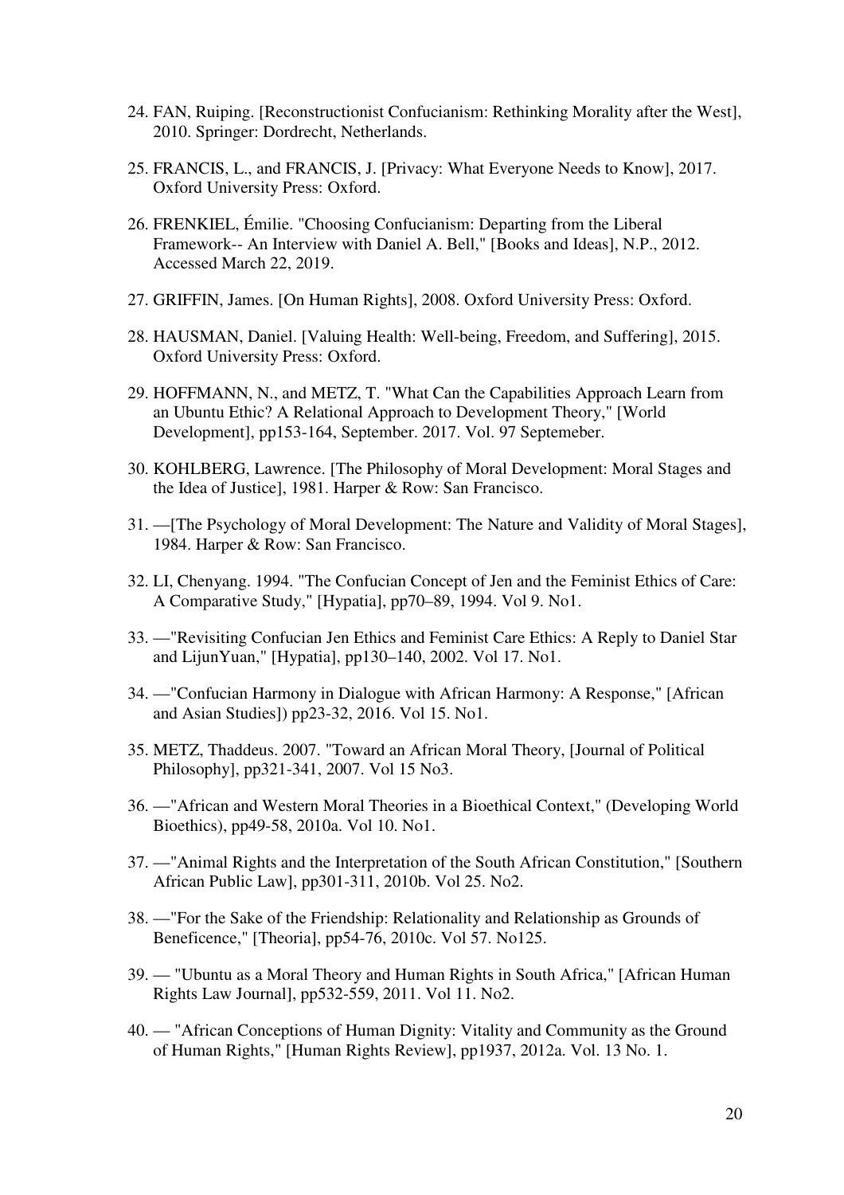24. FAN, Ruiping. [Reconstructionist Confucianism: Rethinking Morality after the West], 2010. Springer: Dordrecht, Netherlands.

25. FRANCIS, L., and FRANCIS, J. [Privacy: What Everyone Needs to Know], 2017. Oxford University Press: Oxford.

26. FRENKIEL, Émilie. "Choosing Confucianism: Departing from the Liberal Framework-- An Interview with Daniel A. Bell," [Books and Ideas], N.P., 2012. Accessed March 22, 2019.

27. GRIFFIN, James. [On Human Rights], 2008. Oxford University Press: Oxford.

28. HAUSMAN, Daniel. [Valuing Health: Well-being, Freedom, and Suffering], 2015. Oxford University Press: Oxford.

29. HOFFMANN, N., and METZ, T. "What Can the Capabilities Approach Learn from an Ubuntu Ethic? A Relational Approach to Development Theory," [World Development], pp153-164, September. 2017. Vol. 97 Septemeber.

30. KOHLBERG, Lawrence. [The Philosophy of Moral Development: Moral Stages and the Idea of Justice], 1981. Harper & Row: San Francisco.

31. —[The Psychology of Moral Development: The Nature and Validity of Moral Stages], 1984. Harper & Row: San Francisco.

32. LI, Chenyang. 1994. "The Confucian Concept of Jen and the Feminist Ethics of Care: A Comparative Study," [Hypatia], pp70–89, 1994. Vol 9. No1.

33. —"Revisiting Confucian Jen Ethics and Feminist Care Ethics: A Reply to Daniel Star and LijunYuan," [Hypatia], pp130–140, 2002. Vol 17. No1.

34. —"Confucian Harmony in Dialogue with African Harmony: A Response," [African and Asian Studies]) pp23-32, 2016. Vol 15. No1.

35. METZ, Thaddeus. 2007. "Toward an African Moral Theory, [Journal of Political Philosophy], pp321-341, 2007. Vol 15 No3.

36. —"African and Western Moral Theories in a Bioethical Context," (Developing World Bioethics), pp49-58, 2010a. Vol 10. No1.

37. —"Animal Rights and the Interpretation of the South African Constitution," [Southern African Public Law], pp301-311, 2010b. Vol 25. No2.

38. —"For the Sake of the Friendship: Relationality and Relationship as Grounds of Beneficence," [Theoria], pp54-76, 2010c. Vol 57. No125.

39. — "Ubuntu as a Moral Theory and Human Rights in South Africa," [African Human Rights Law Journal], pp532-559, 2011. Vol 11. No2.

40. — "African Conceptions of Human Dignity: Vitality and Community as the Ground of Human Rights," [Human Rights Review], pp1937, 2012a. Vol. 13 No. 1.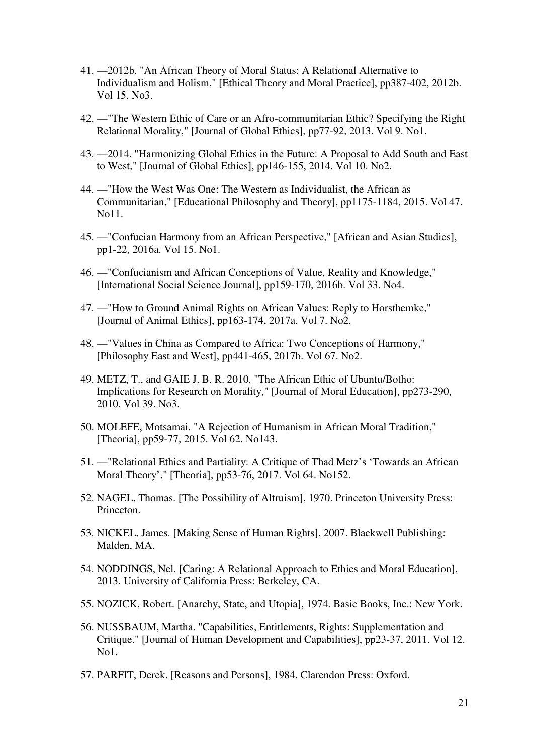41. —2012b. "An African Theory of Moral Status: A Relational Alternative to Individualism and Holism," [Ethical Theory and Moral Practice], pp387-402, 2012b. Vol 15. No3.

42. —"The Western Ethic of Care or an Afro-communitarian Ethic? Specifying the Right Relational Morality," [Journal of Global Ethics], pp77-92, 2013. Vol 9. No1.

43. —2014. "Harmonizing Global Ethics in the Future: A Proposal to Add South and East to West," [Journal of Global Ethics], pp146-155, 2014. Vol 10. No2.

44. —"How the West Was One: The Western as Individualist, the African as Communitarian," [Educational Philosophy and Theory], pp1175-1184, 2015. Vol 47. No11.

45. —"Confucian Harmony from an African Perspective," [African and Asian Studies], pp1-22, 2016a. Vol 15. No1.

46. —"Confucianism and African Conceptions of Value, Reality and Knowledge," [International Social Science Journal], pp159-170, 2016b. Vol 33. No4.

47. —"How to Ground Animal Rights on African Values: Reply to Horsthemke," [Journal of Animal Ethics], pp163-174, 2017a. Vol 7. No2.

48. —"Values in China as Compared to Africa: Two Conceptions of Harmony," [Philosophy East and West], pp441-465, 2017b. Vol 67. No2.

49. METZ, T., and GAIE J. B. R. 2010. "The African Ethic of Ubuntu/Botho: Implications for Research on Morality," [Journal of Moral Education], pp273-290, 2010. Vol 39. No3.

50. MOLEFE, Motsamai. "A Rejection of Humanism in African Moral Tradition," [Theoria], pp59-77, 2015. Vol 62. No143.

51. —"Relational Ethics and Partiality: A Critique of Thad Metz's 'Towards an African Moral Theory'," [Theoria], pp53-76, 2017. Vol 64. No152.

52. NAGEL, Thomas. [The Possibility of Altruism], 1970. Princeton University Press: Princeton.

53. NICKEL, James. [Making Sense of Human Rights], 2007. Blackwell Publishing: Malden, MA.

54. NODDINGS, Nel. [Caring: A Relational Approach to Ethics and Moral Education], 2013. University of California Press: Berkeley, CA.

55. NOZICK, Robert. [Anarchy, State, and Utopia], 1974. Basic Books, Inc.: New York.

56. NUSSBAUM, Martha. "Capabilities, Entitlements, Rights: Supplementation and Critique." [Journal of Human Development and Capabilities], pp23-37, 2011. Vol 12. No1.

57. PARFIT, Derek. [Reasons and Persons], 1984. Clarendon Press: Oxford.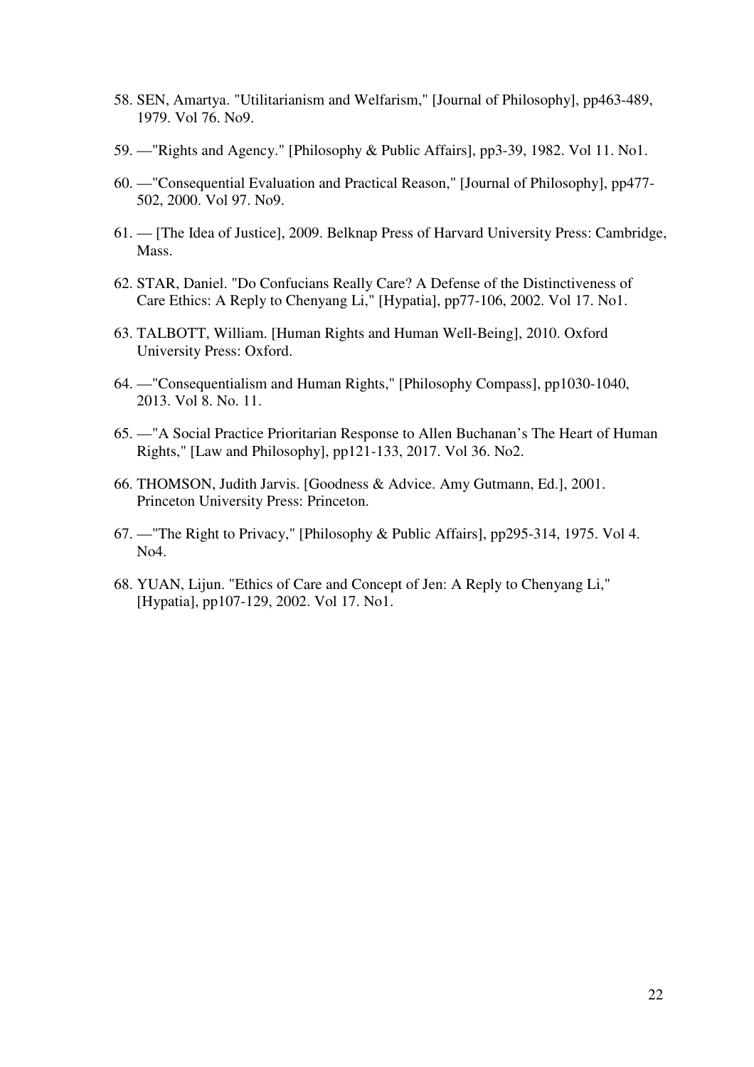58. SEN, Amartya. "Utilitarianism and Welfarism," [Journal of Philosophy], pp463-489, 1979. Vol 76. No9.

59. —"Rights and Agency." [Philosophy & Public Affairs], pp3-39, 1982. Vol 11. No1.

60. —"Consequential Evaluation and Practical Reason," [Journal of Philosophy], pp477-502, 2000. Vol 97. No9.

61. — [The Idea of Justice], 2009. Belknap Press of Harvard University Press: Cambridge, Mass.

62. STAR, Daniel. "Do Confucians Really Care? A Defense of the Distinctiveness of Care Ethics: A Reply to Chenyang Li," [Hypatia], pp77-106, 2002. Vol 17. No1.

63. TALBOTT, William. [Human Rights and Human Well-Being], 2010. Oxford University Press: Oxford.

64. —"Consequentialism and Human Rights," [Philosophy Compass], pp1030-1040, 2013. Vol 8. No. 11.

65. —"A Social Practice Prioritarian Response to Allen Buchanan's The Heart of Human Rights," [Law and Philosophy], pp121-133, 2017. Vol 36. No2.

66. THOMSON, Judith Jarvis. [Goodness & Advice. Amy Gutmann, Ed.], 2001. Princeton University Press: Princeton.

67. —"The Right to Privacy," [Philosophy & Public Affairs], pp295-314, 1975. Vol 4. No4.

68. YUAN, Lijun. "Ethics of Care and Concept of Jen: A Reply to Chenyang Li," [Hypatia], pp107-129, 2002. Vol 17. No1.